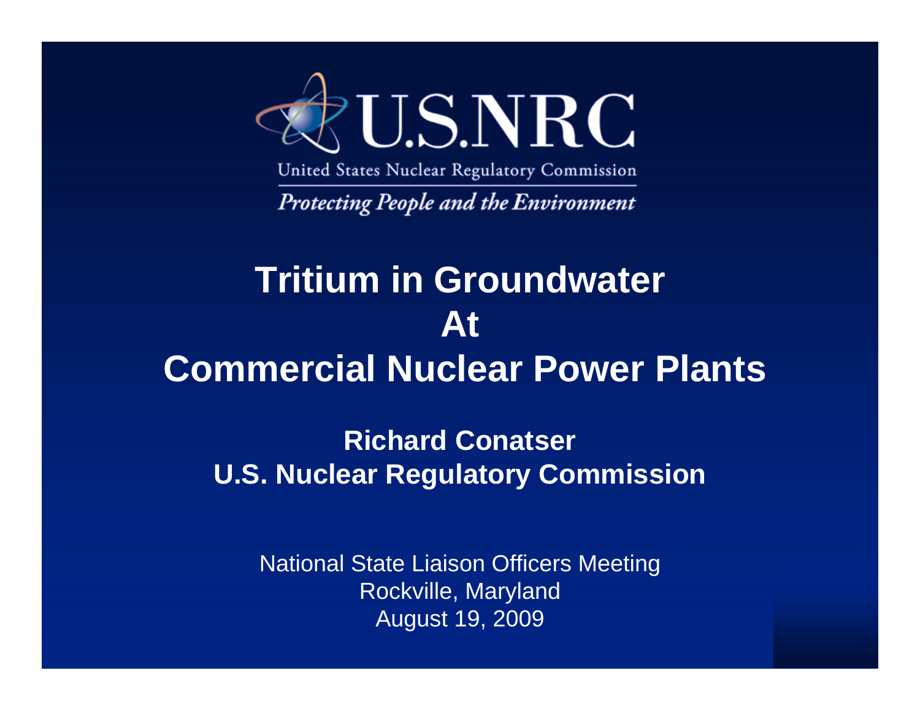U.S.NRC

United States Nuclear Regulatory Commission

*Protecting People and the Environment*

# Tritium in Groundwater At Commercial Nuclear Power Plants

**Richard Conatser**
**U.S. Nuclear Regulatory Commission**

National State Liaison Officers Meeting
Rockville, Maryland
August 19, 2009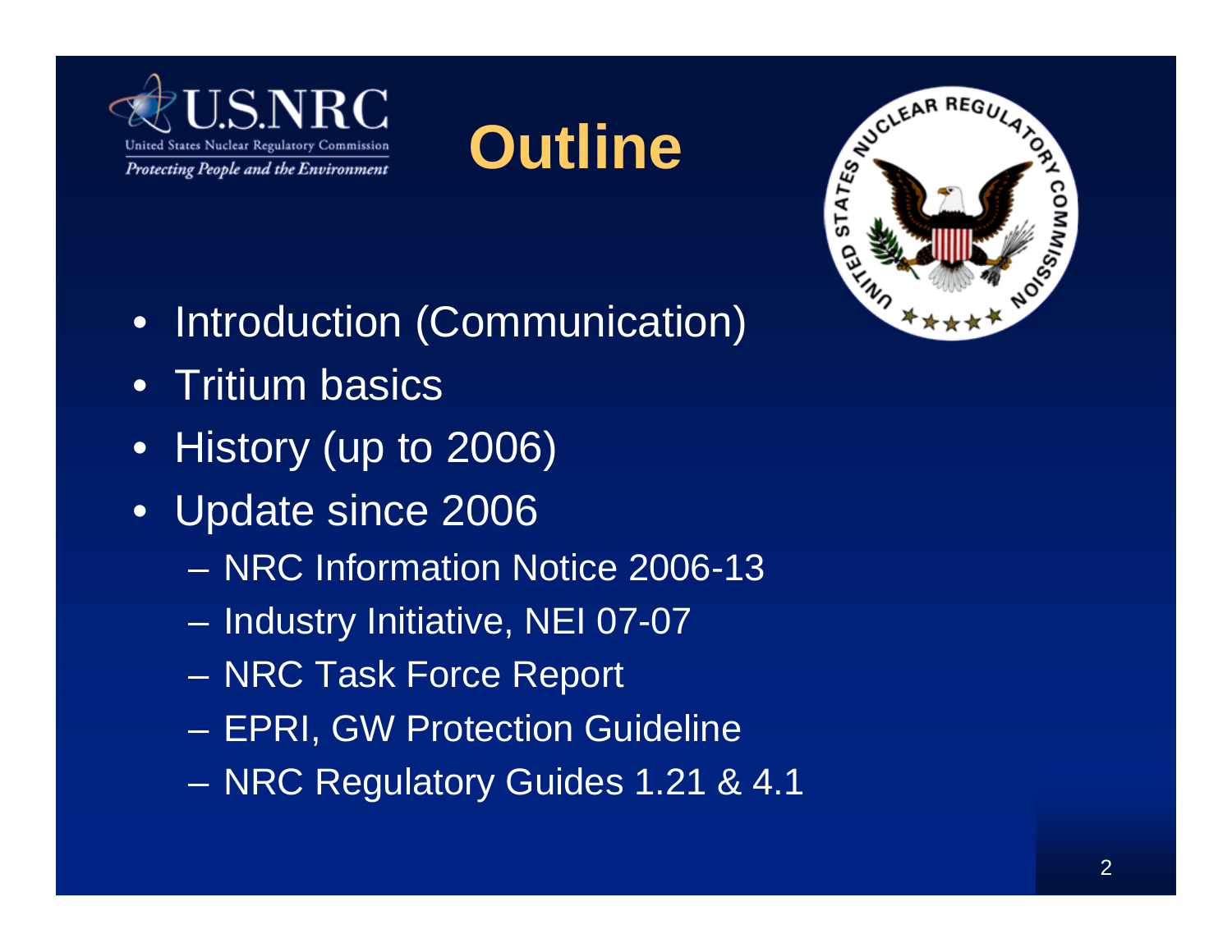# Outline

- Introduction (Communication)
- Tritium basics
- History (up to 2006)
- Update since 2006
  - NRC Information Notice 2006-13
  - Industry Initiative, NEI 07-07
  - NRC Task Force Report
  - EPRI, GW Protection Guideline
  - NRC Regulatory Guides 1.21 & 4.1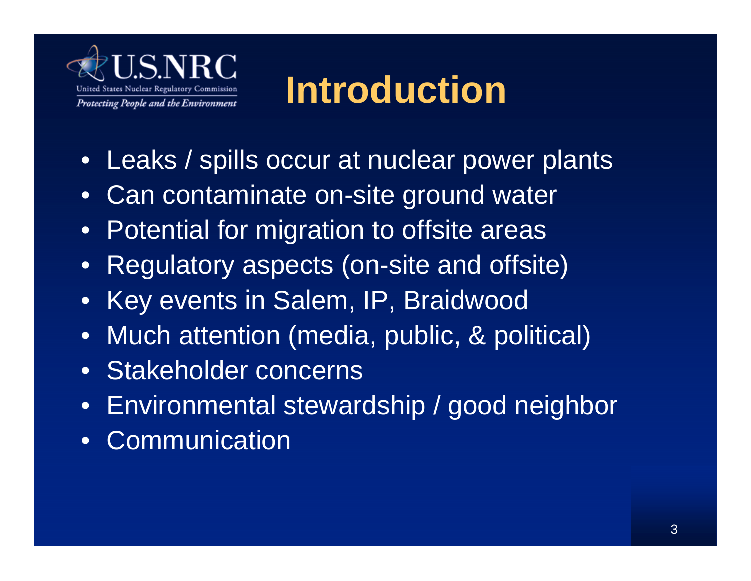# Introduction

- Leaks / spills occur at nuclear power plants
- Can contaminate on-site ground water
- Potential for migration to offsite areas
- Regulatory aspects (on-site and offsite)
- Key events in Salem, IP, Braidwood
- Much attention (media, public, & political)
- Stakeholder concerns
- Environmental stewardship / good neighbor
- Communication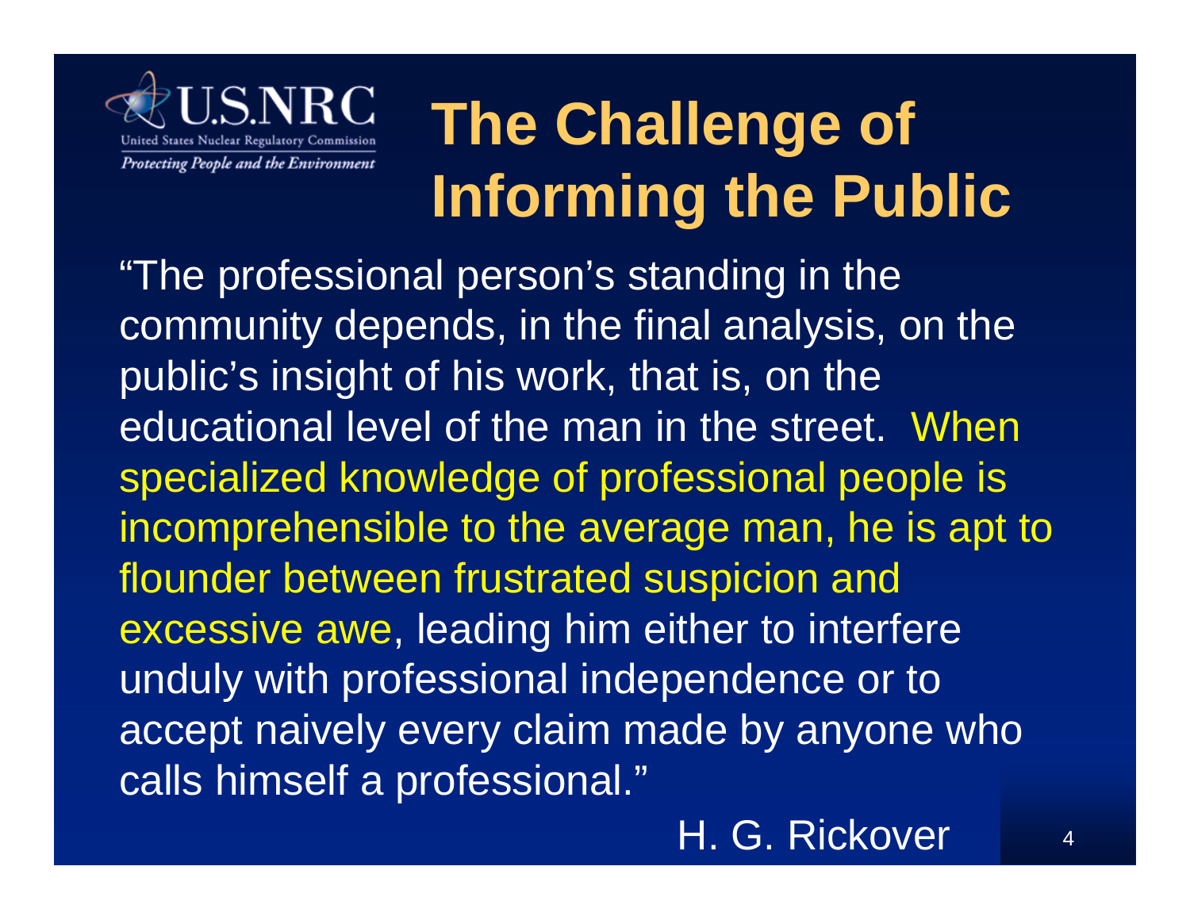U.S.NRC

United States Nuclear Regulatory Commission

*Protecting People and the Environment*

# The Challenge of Informing the Public

"The professional person's standing in the community depends, in the final analysis, on the public's insight of his work, that is, on the educational level of the man in the street. When specialized knowledge of professional people is incomprehensible to the average man, he is apt to flounder between frustrated suspicion and excessive awe, leading him either to interfere unduly with professional independence or to accept naively every claim made by anyone who calls himself a professional."

H. G. Rickover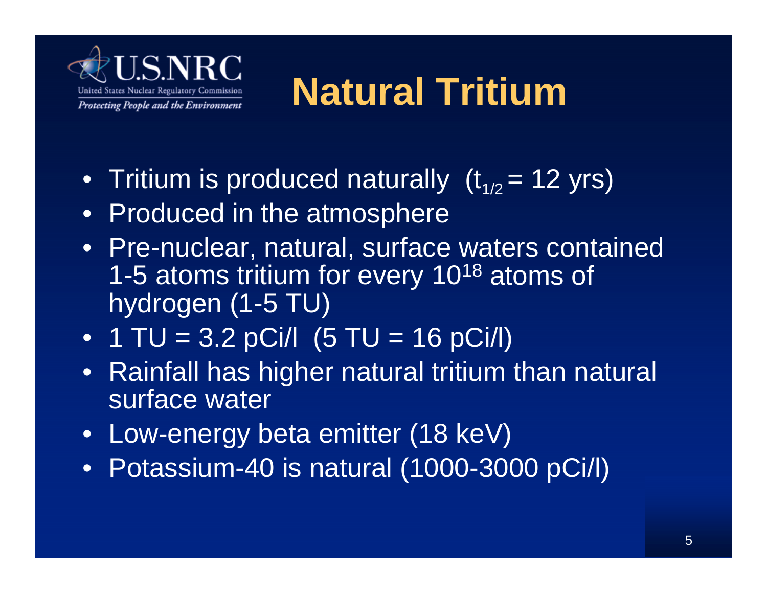# Natural Tritium

- Tritium is produced naturally ($t_{1/2}$ = 12 yrs)
- Produced in the atmosphere
- Pre-nuclear, natural, surface waters contained 1-5 atoms tritium for every $10^{18}$ atoms of hydrogen (1-5 TU)
- 1 TU = 3.2 pCi/l (5 TU = 16 pCi/l)
- Rainfall has higher natural tritium than natural surface water
- Low-energy beta emitter (18 keV)
- Potassium-40 is natural (1000-3000 pCi/l)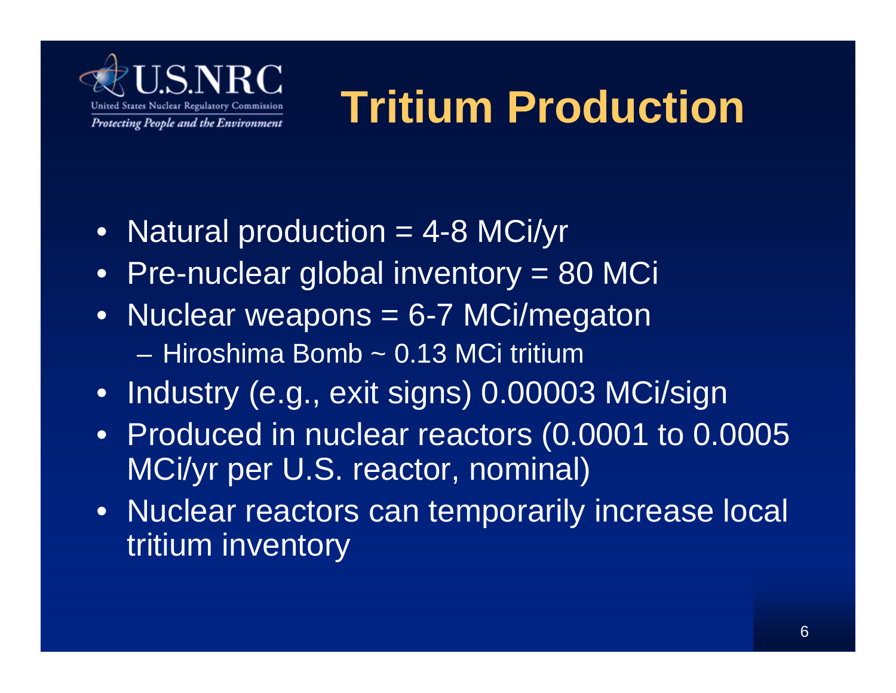# Tritium Production

- Natural production = 4-8 MCi/yr
- Pre-nuclear global inventory = 80 MCi
- Nuclear weapons = 6-7 MCi/megaton
  - Hiroshima Bomb ~ 0.13 MCi tritium
- Industry (e.g., exit signs) 0.00003 MCi/sign
- Produced in nuclear reactors (0.0001 to 0.0005 MCi/yr per U.S. reactor, nominal)
- Nuclear reactors can temporarily increase local tritium inventory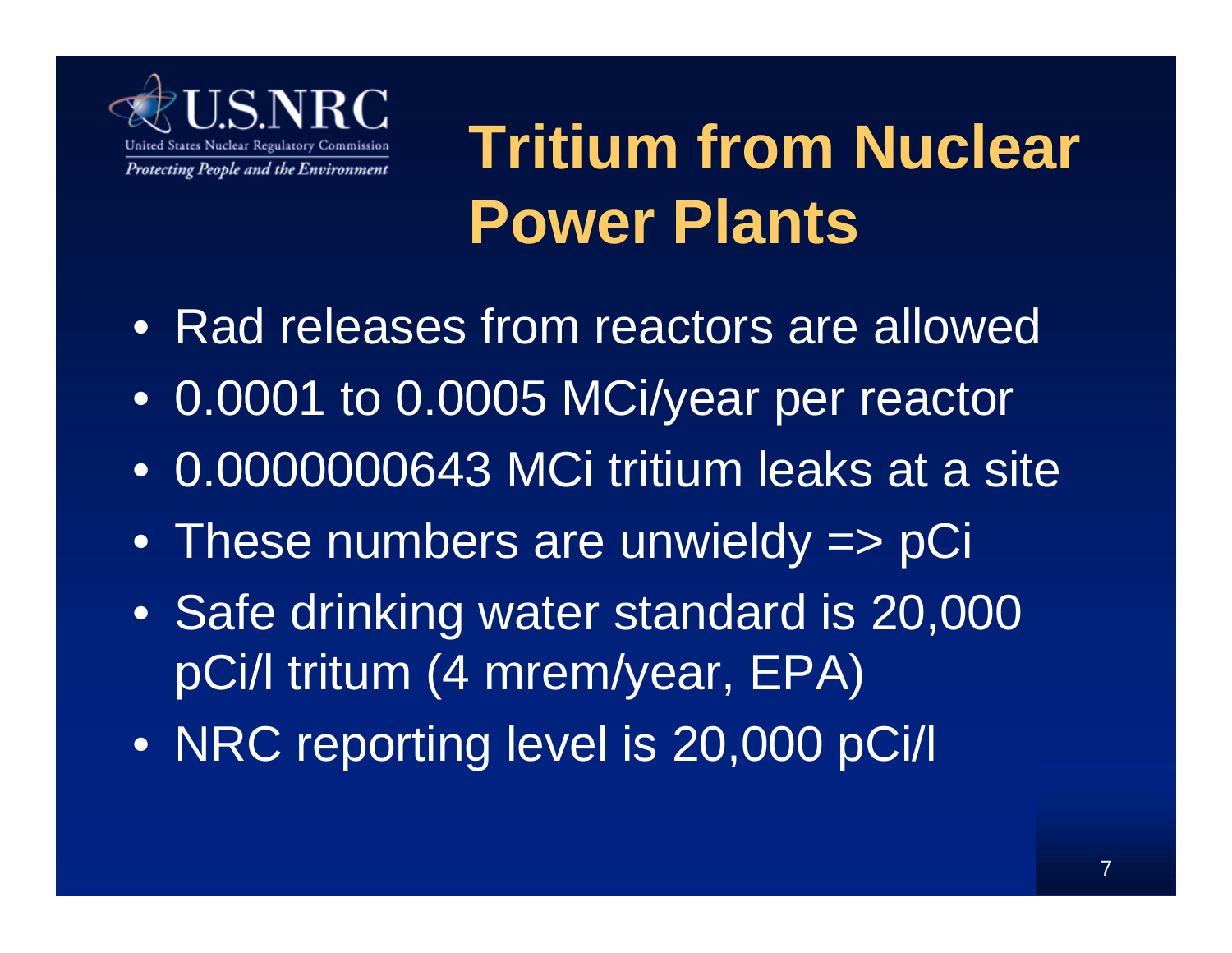# Tritium from Nuclear Power Plants

- Rad releases from reactors are allowed
- 0.0001 to 0.0005 MCi/year per reactor
- 0.0000000643 MCi tritium leaks at a site
- These numbers are unwieldy => pCi
- Safe drinking water standard is 20,000 pCi/l tritum (4 mrem/year, EPA)
- NRC reporting level is 20,000 pCi/l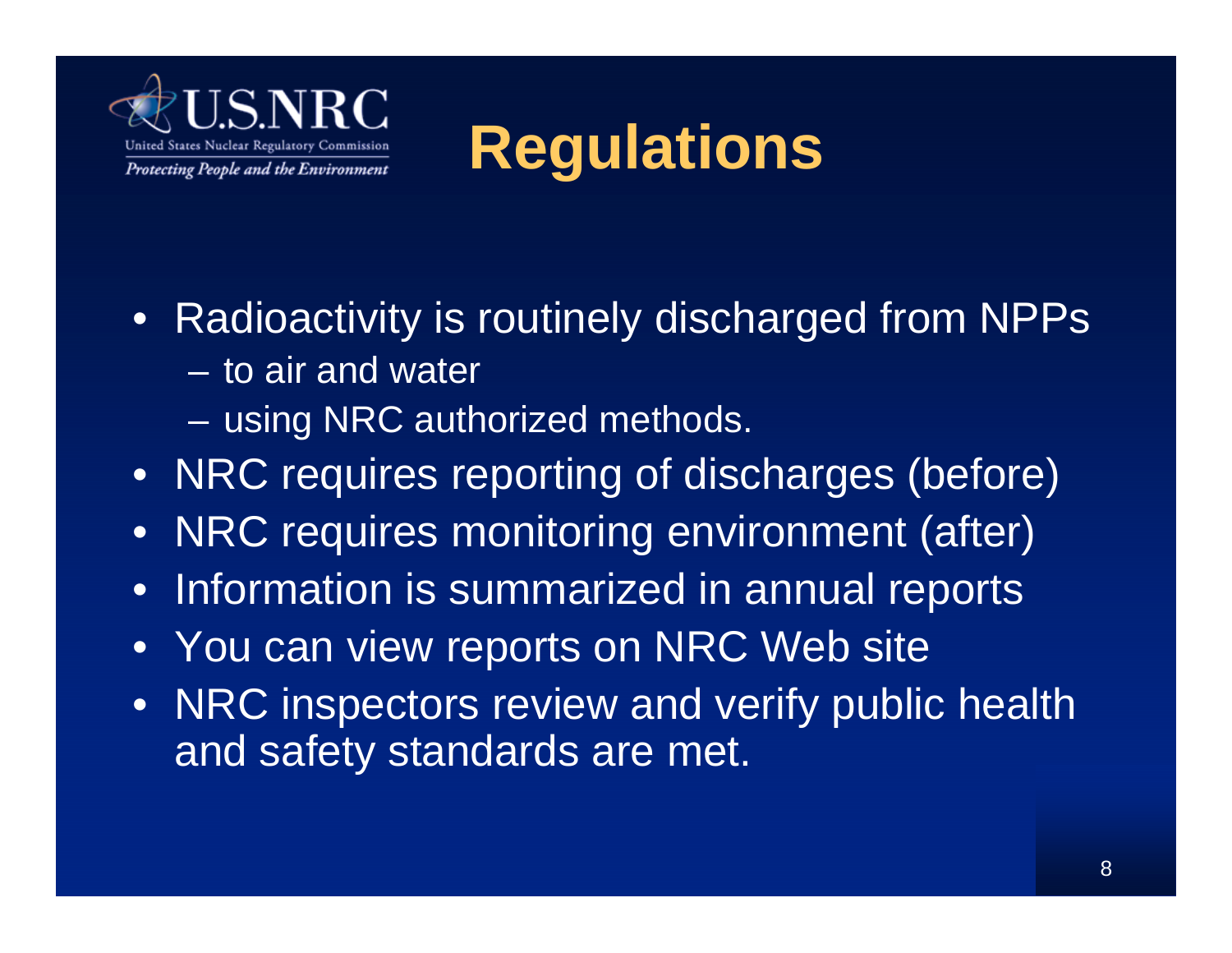# Regulations

- Radioactivity is routinely discharged from NPPs
  - to air and water
  - using NRC authorized methods.
- NRC requires reporting of discharges (before)
- NRC requires monitoring environment (after)
- Information is summarized in annual reports
- You can view reports on NRC Web site
- NRC inspectors review and verify public health and safety standards are met.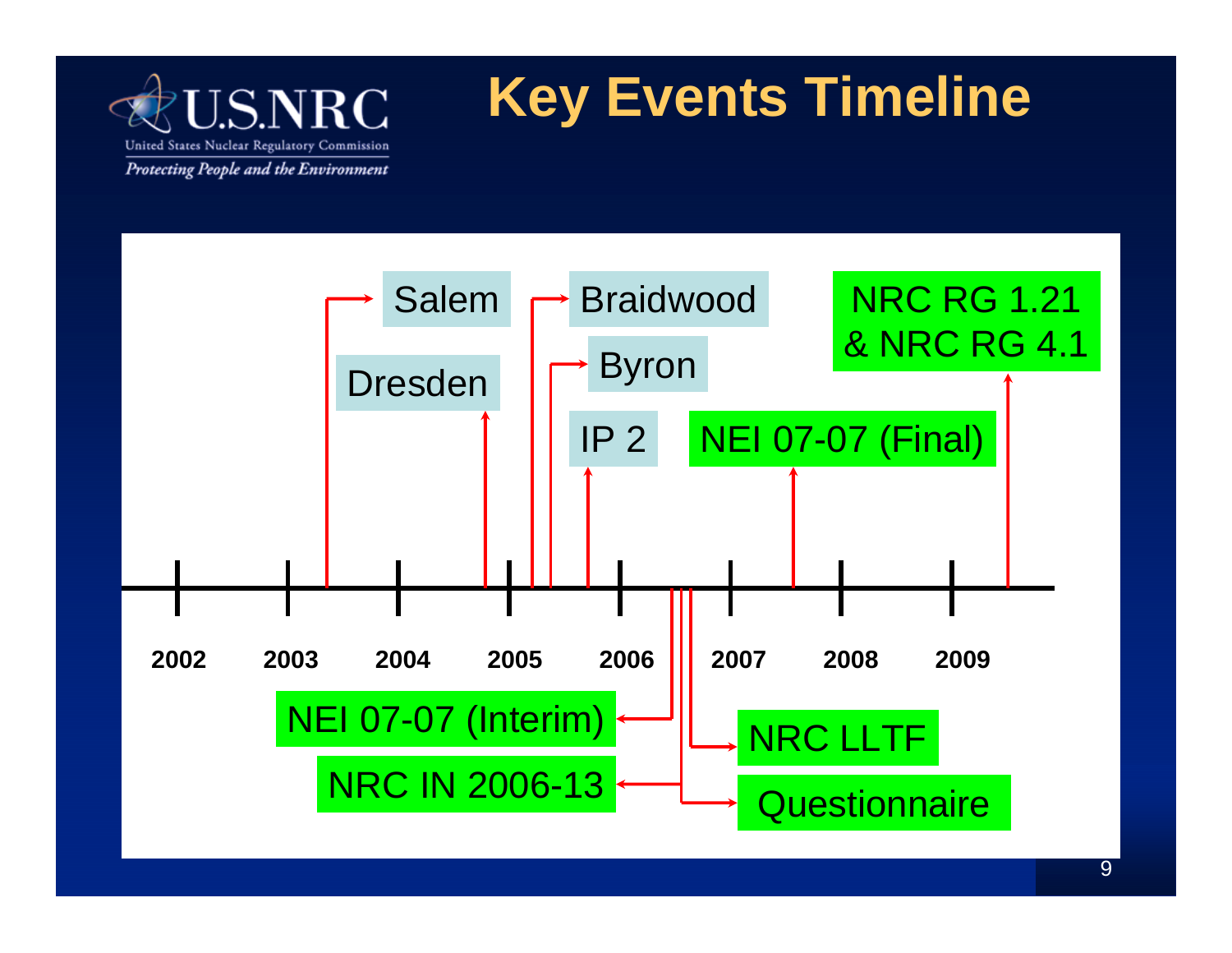# Key Events Timeline

| Year | Events |
| --- | --- |
| 2003 | Salem |
| 2004 | Dresden |
| 2005 | Braidwood, Byron, IP 2 |
| 2006 | NEI 07-07 (Interim), NRC IN 2006-13, NRC LLTF, Questionnaire |
| 2007 | NEI 07-07 (Final) |
| 2009 | NRC RG 1.21 & NRC RG 4.1 |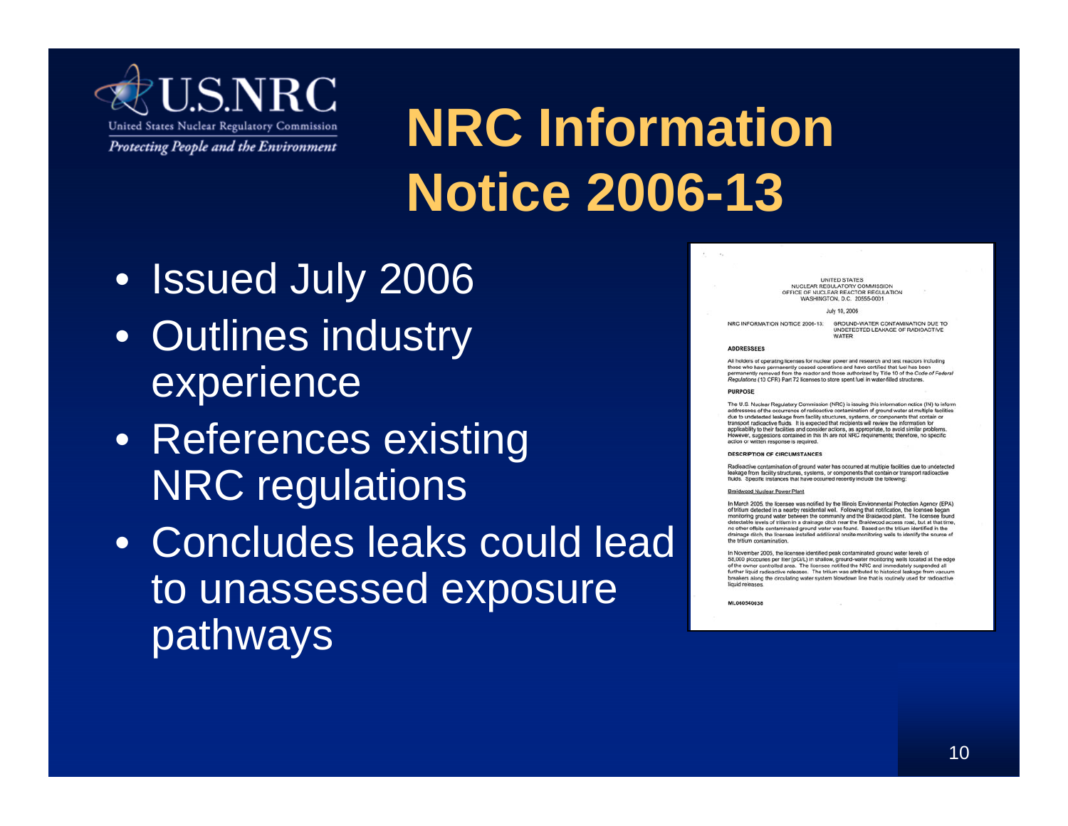# NRC Information Notice 2006-13

- Issued July 2006
- Outlines industry experience
- References existing NRC regulations
- Concludes leaks could lead to unassessed exposure pathways

UNITED STATES
NUCLEAR REGULATORY COMMISSION
OFFICE OF NUCLEAR REACTOR REGULATION
WASHINGTON, D.C. 20555-0001

July 10, 2006

NRC INFORMATION NOTICE 2006-13: GROUND-WATER CONTAMINATION DUE TO UNDETECTED LEAKAGE OF RADIOACTIVE WATER

**ADDRESSEES**

All holders of operating licenses for nuclear power and research and test reactors including those who have permanently ceased operations and have certified that fuel has been permanently removed from the reactor and those authorized by Title 10 of the *Code of Federal Regulations* (10 CFR) Part 72 licenses to store spent fuel in water-filled structures.

**PURPOSE**

The U.S. Nuclear Regulatory Commission (NRC) is issuing this information notice (IN) to inform addressees of the occurrence of radioactive contamination of ground water at multiple facilities due to undetected leakage from facility structures, systems, or components that contain or transport radioactive fluids. It is expected that recipients will review the information for applicability to their facilities and consider actions, as appropriate, to avoid similar problems. However, suggestions contained in this IN are not NRC requirements; therefore, no specific action or written response is required.

**DESCRIPTION OF CIRCUMSTANCES**

Radioactive contamination of ground water has occurred at multiple facilities due to undetected leakage from facility structures, systems, or components that contain or transport radioactive fluids. Specific instances that have occurred recently include the following:

Braidwood Nuclear Power Plant

In March 2005, the licensee was notified by the Illinois Environmental Protection Agency (EPA) of tritium detected in a nearby residential well. Following that notification, the licensee began monitoring ground water between the community and the Braidwood plant. The licensee found detectable levels of tritium in a drainage ditch near the Braidwood access road, but at that time, no other offsite contaminated ground water was found. Based on the tritium identified in the drainage ditch, the licensee installed additional onsite monitoring wells to identify the source of the tritium contamination.

In November 2005, the licensee identified peak contaminated ground water levels of 58,000 picocuries per liter (pCi/L) in shallow, ground-water monitoring wells located at the edge of the owner controlled area. The licensee notified the NRC and immediately suspended all further liquid radioactive releases. The tritium was attributed to historical leakage from vacuum breakers along the circulating water system blowdown line that is routinely used for radioactive liquid releases.

ML060540038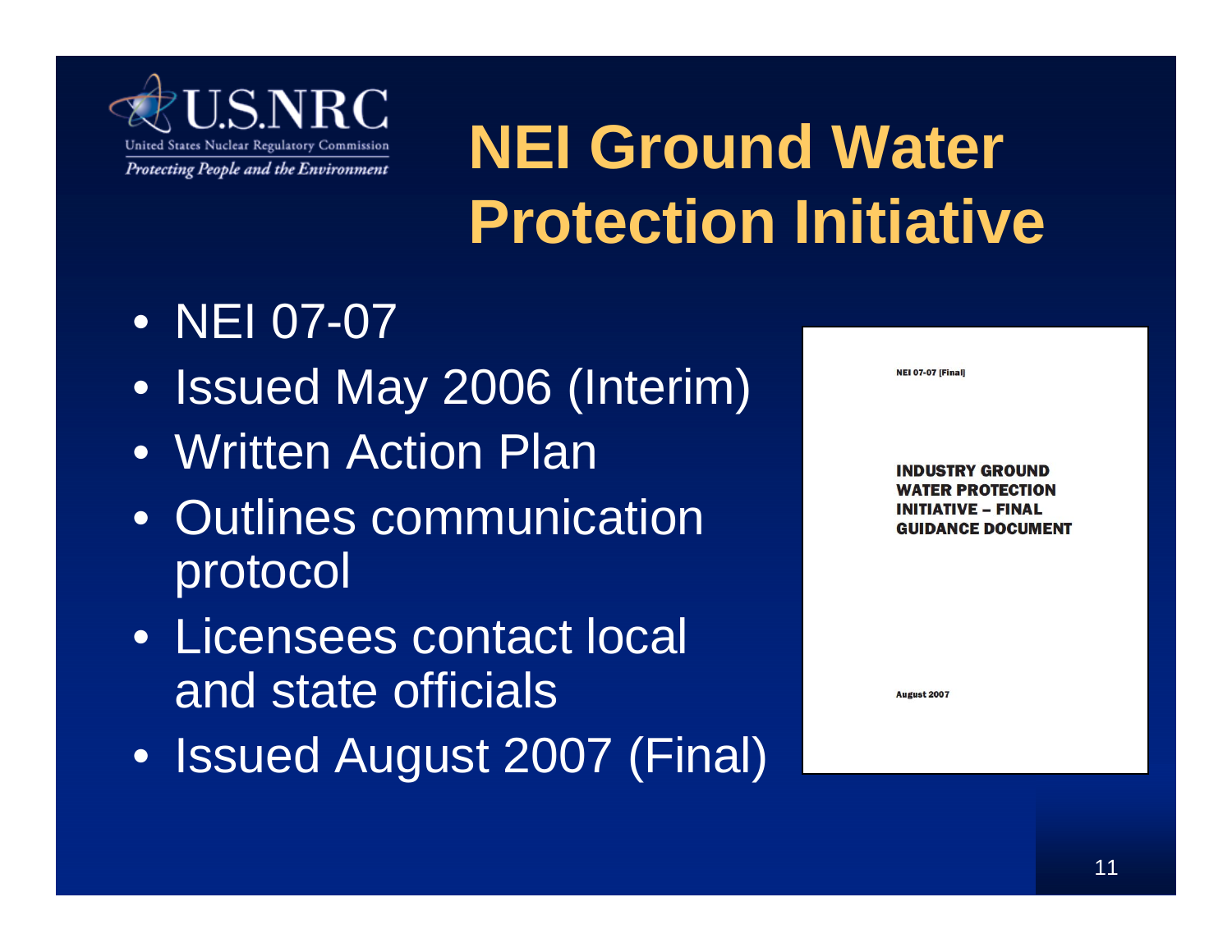# NEI Ground Water Protection Initiative

- NEI 07-07
- Issued May 2006 (Interim)
- Written Action Plan
- Outlines communication protocol
- Licensees contact local and state officials
- Issued August 2007 (Final)

NEI 07-07 [Final]

**INDUSTRY GROUND WATER PROTECTION INITIATIVE – FINAL GUIDANCE DOCUMENT**

August 2007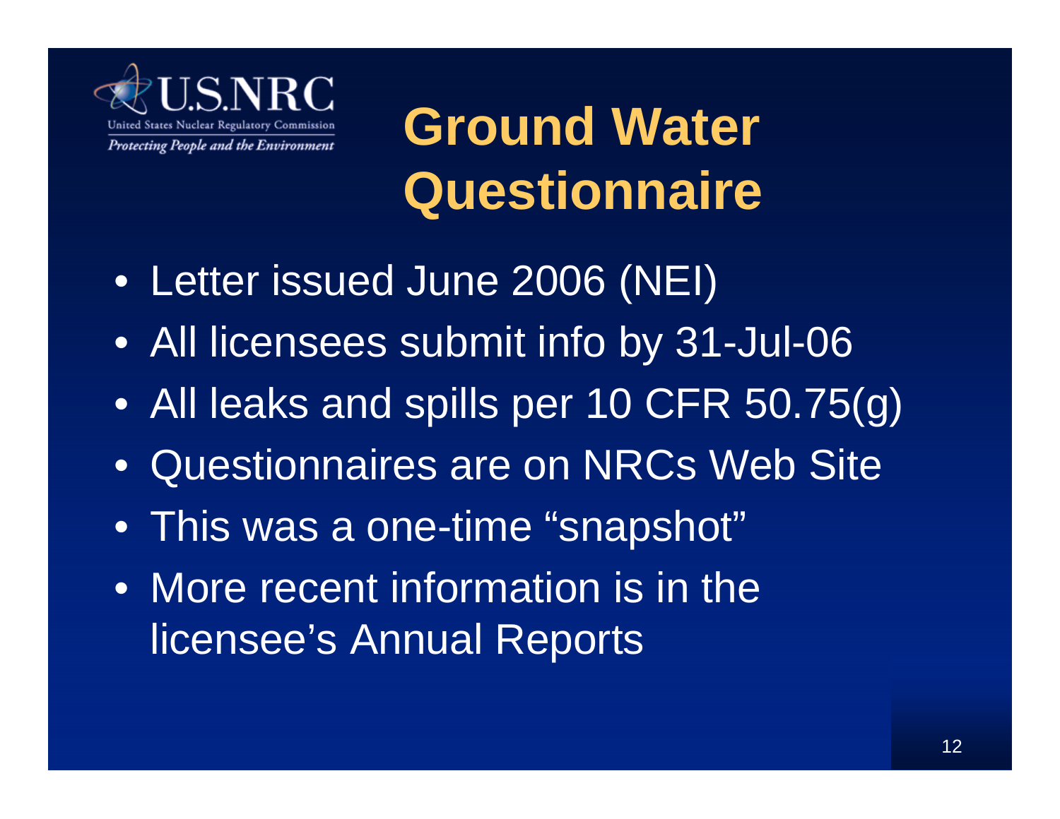U.S.NRC

United States Nuclear Regulatory Commission

*Protecting People and the Environment*

# Ground Water Questionnaire

- Letter issued June 2006 (NEI)
- All licensees submit info by 31-Jul-06
- All leaks and spills per 10 CFR 50.75(g)
- Questionnaires are on NRCs Web Site
- This was a one-time "snapshot"
- More recent information is in the licensee's Annual Reports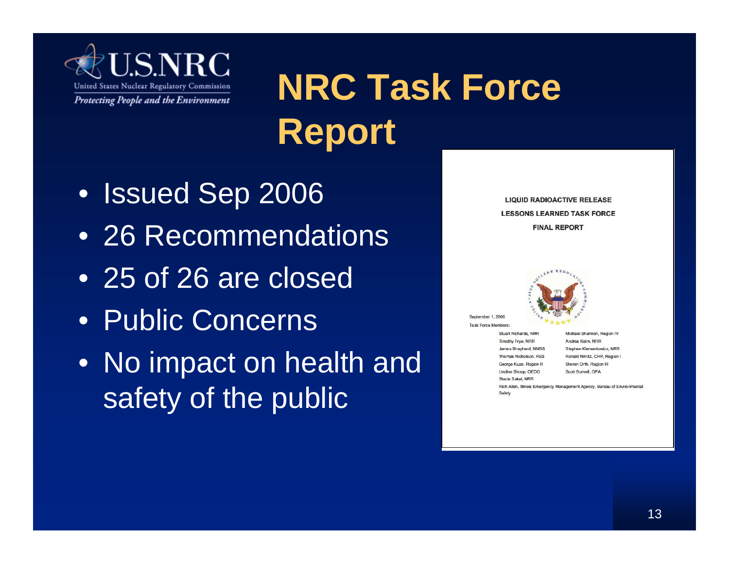# NRC Task Force Report

- Issued Sep 2006
- 26 Recommendations
- 25 of 26 are closed
- Public Concerns
- No impact on health and safety of the public

**LIQUID RADIOACTIVE RELEASE**

**LESSONS LEARNED TASK FORCE**

**FINAL REPORT**

September 1, 2006

Task Force Members:

| | |
|---|---|
| Stuart Richards, NRR | Michael Shannon, Region IV |
| Timothy Frye, NRR | Andrea Keim, NRR |
| James Shepherd, NMSS | Stephen Klementowicz, NRR |
| Thomas Nicholson, RES | Ronald Nimitz, CHP, Region I |
| George Kuzo, Region II | Steven Orth, Region III |
| Undine Shoop, OEDO | Scott Burnell, OPA |
| Stacie Sakai, NRR | |

Rich Allen, Illinois Emergency Management Agency, Bureau of Environmental Safety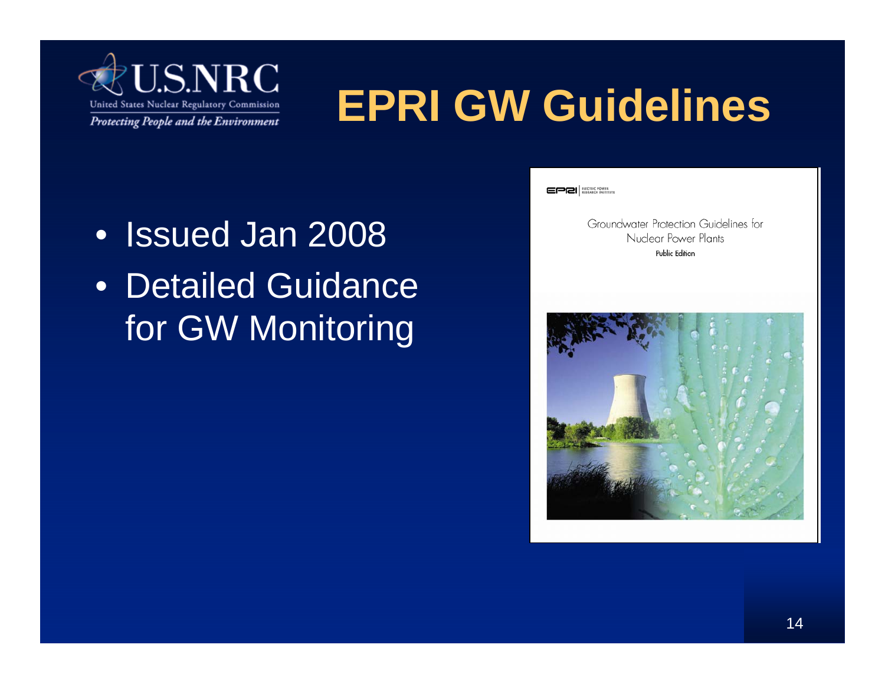# EPRI GW Guidelines

- Issued Jan 2008
- Detailed Guidance for GW Monitoring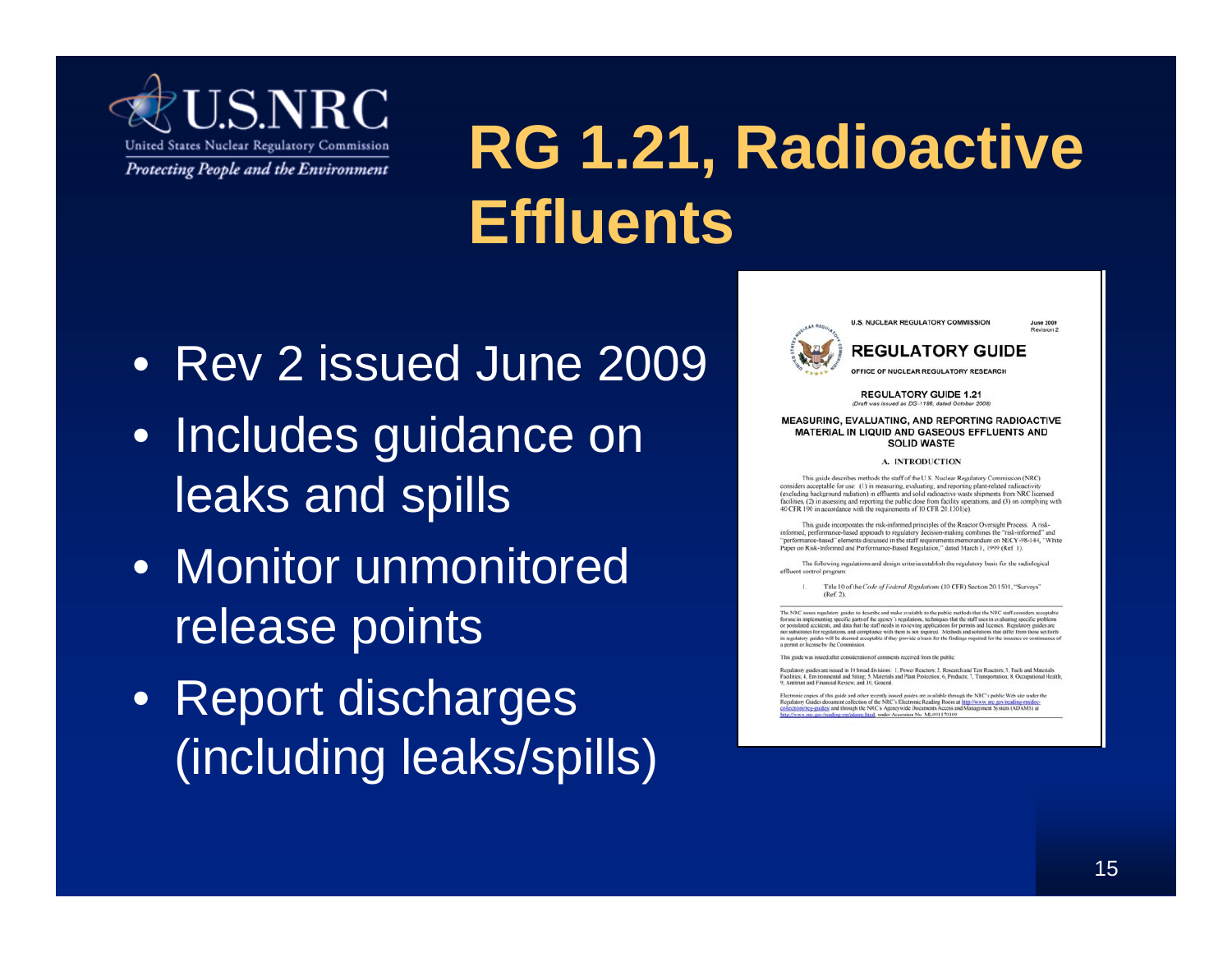# RG 1.21, Radioactive Effluents

- Rev 2 issued June 2009
- Includes guidance on leaks and spills
- Monitor unmonitored release points
- Report discharges (including leaks/spills)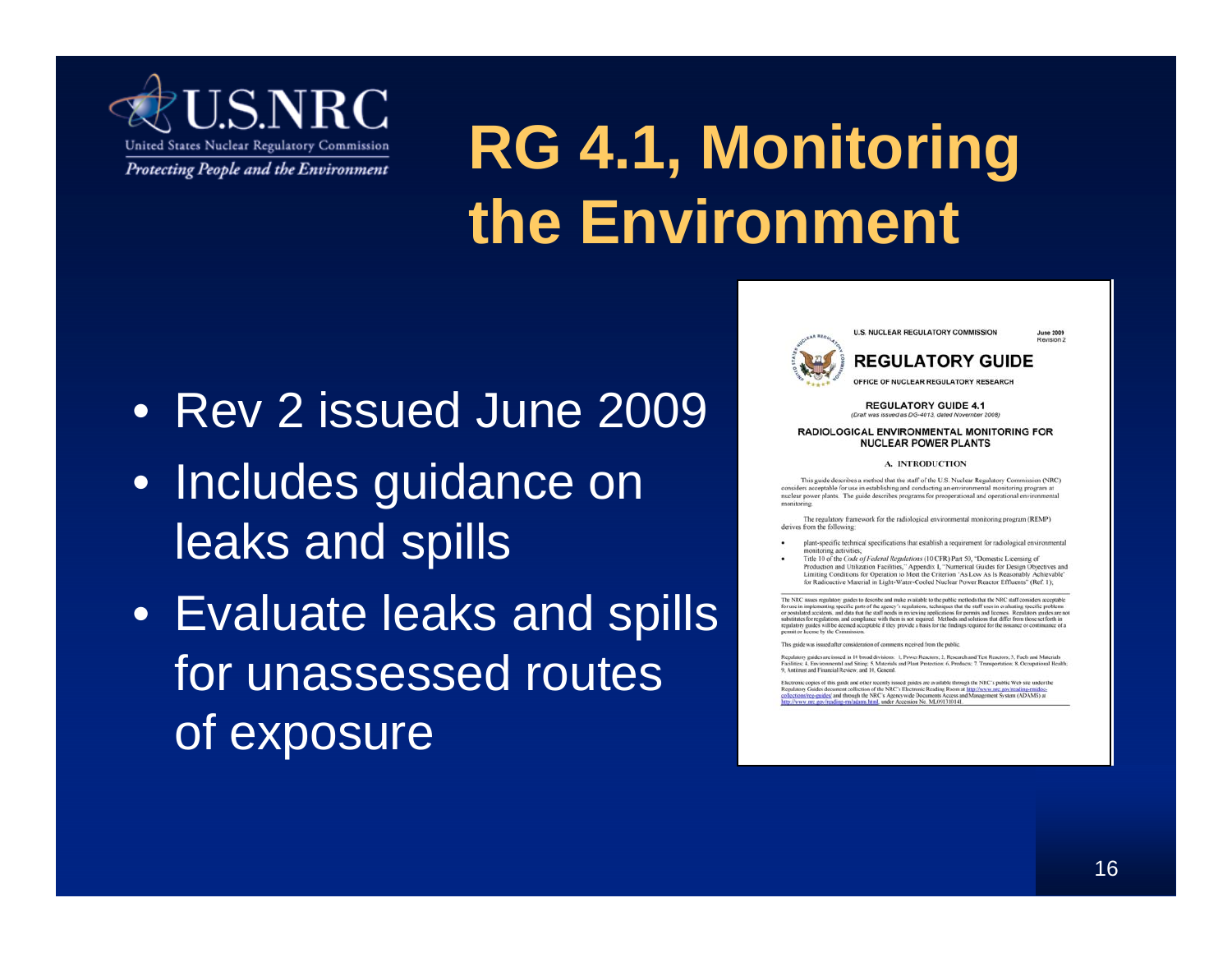# RG 4.1, Monitoring the Environment

- Rev 2 issued June 2009
- Includes guidance on leaks and spills
- Evaluate leaks and spills for unassessed routes of exposure

U.S. NUCLEAR REGULATORY COMMISSION June 2009 Revision 2

## REGULATORY GUIDE

OFFICE OF NUCLEAR REGULATORY RESEARCH

### REGULATORY GUIDE 4.1

(Draft was issued as DG-4013, dated November 2008)

### RADIOLOGICAL ENVIRONMENTAL MONITORING FOR NUCLEAR POWER PLANTS

#### A. INTRODUCTION

This guide describes a method that the staff of the U.S. Nuclear Regulatory Commission (NRC) considers acceptable for use in establishing and conducting an environmental monitoring program at nuclear power plants. The guide describes programs for preoperational and operational environmental monitoring.

The regulatory framework for the radiological environmental monitoring program (REMP) derives from the following:

- plant-specific technical specifications that establish a requirement for radiological environmental monitoring activities;
- Title 10 of the *Code of Federal Regulations* (10 CFR) Part 50, "Domestic Licensing of Production and Utilization Facilities," Appendix I, "Numerical Guides for Design Objectives and Limiting Conditions for Operation to Meet the Criterion 'As Low As Is Reasonably Achievable' for Radioactive Material in Light-Water-Cooled Nuclear Power Reactor Effluents" (Ref. 1);

The NRC issues regulatory guides to describe and make available to the public methods that the NRC staff considers acceptable for use in implementing specific parts of the agency's regulations, techniques that the staff uses in evaluating specific problems or postulated accidents, and data that the staff needs in reviewing applications for permits and licenses. Regulatory guides are not substitutes for regulations, and compliance with them is not required. Methods and solutions that differ from those set forth in regulatory guides will be deemed acceptable if they provide a basis for the findings required for the issuance or continuance of a permit or license by the Commission.

This guide was issued after consideration of comments received from the public.

Regulatory guides are issued in 10 broad divisions: 1, Power Reactors; 2, Research and Test Reactors; 3, Fuels and Materials Facilities; 4, Environmental and Siting; 5, Materials and Plant Protection; 6, Products; 7, Transportation; 8, Occupational Health; 9, Antitrust and Financial Review; and 10, General.

Electronic copies of this guide and other recently issued guides are available through the NRC's public Web site under the Regulatory Guides document collection of the NRC's Electronic Reading Room at http://www.nrc.gov/reading-rm/doc-collections/reg-guides/ and through the NRC's Agencywide Documents Access and Management System (ADAMS) at http://www.nrc.gov/reading-rm/adams.html, under Accession No. ML091310141.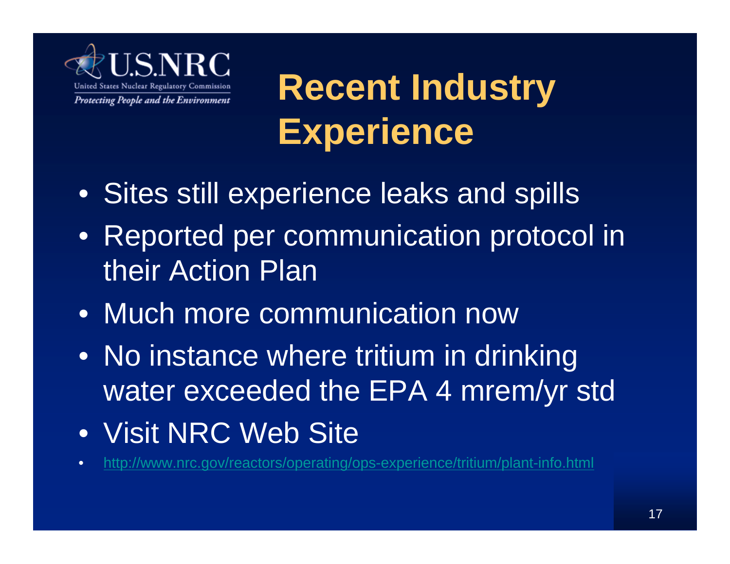# Recent Industry Experience

- Sites still experience leaks and spills
- Reported per communication protocol in their Action Plan
- Much more communication now
- No instance where tritium in drinking water exceeded the EPA 4 mrem/yr std
- Visit NRC Web Site
- http://www.nrc.gov/reactors/operating/ops-experience/tritium/plant-info.html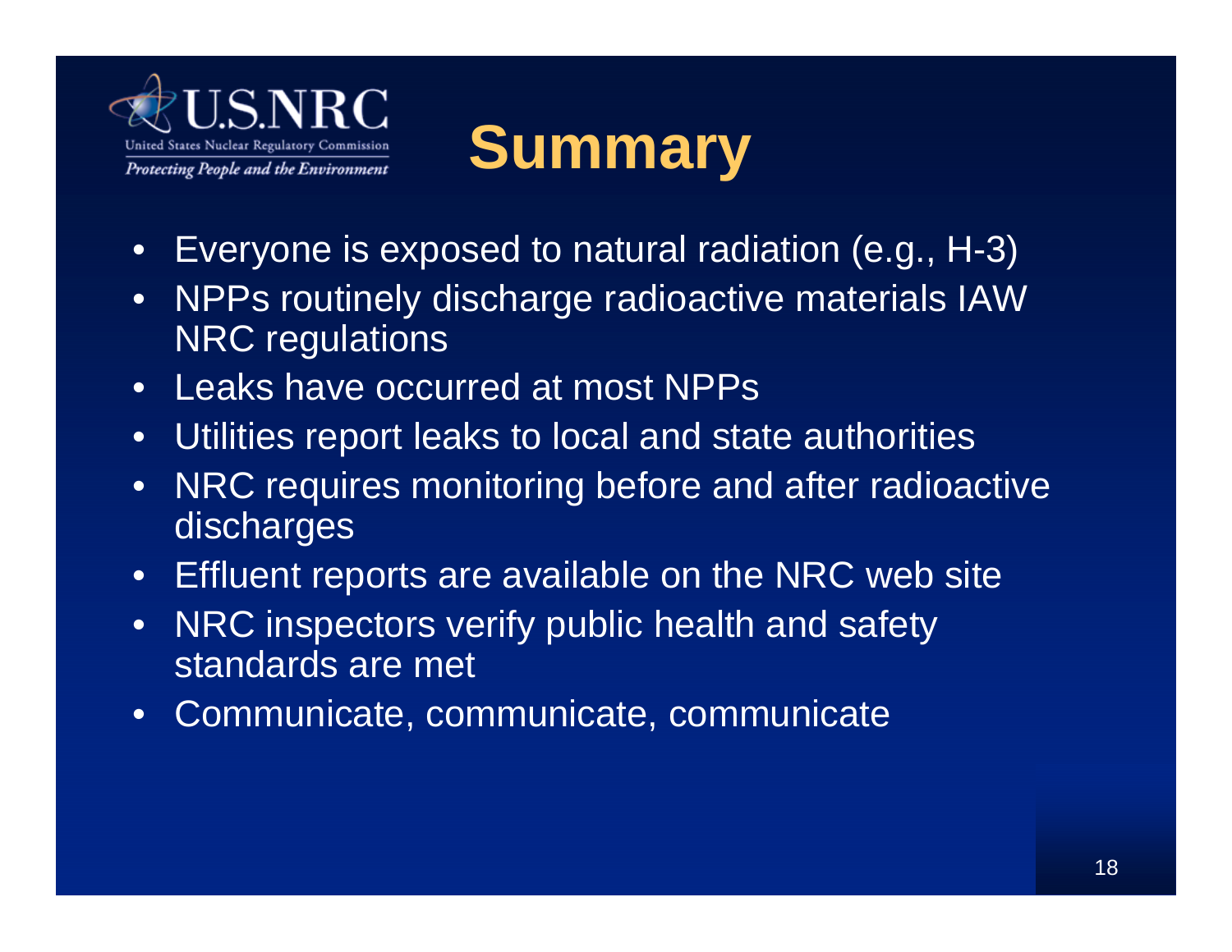# Summary

- Everyone is exposed to natural radiation (e.g., H-3)
- NPPs routinely discharge radioactive materials IAW NRC regulations
- Leaks have occurred at most NPPs
- Utilities report leaks to local and state authorities
- NRC requires monitoring before and after radioactive discharges
- Effluent reports are available on the NRC web site
- NRC inspectors verify public health and safety standards are met
- Communicate, communicate, communicate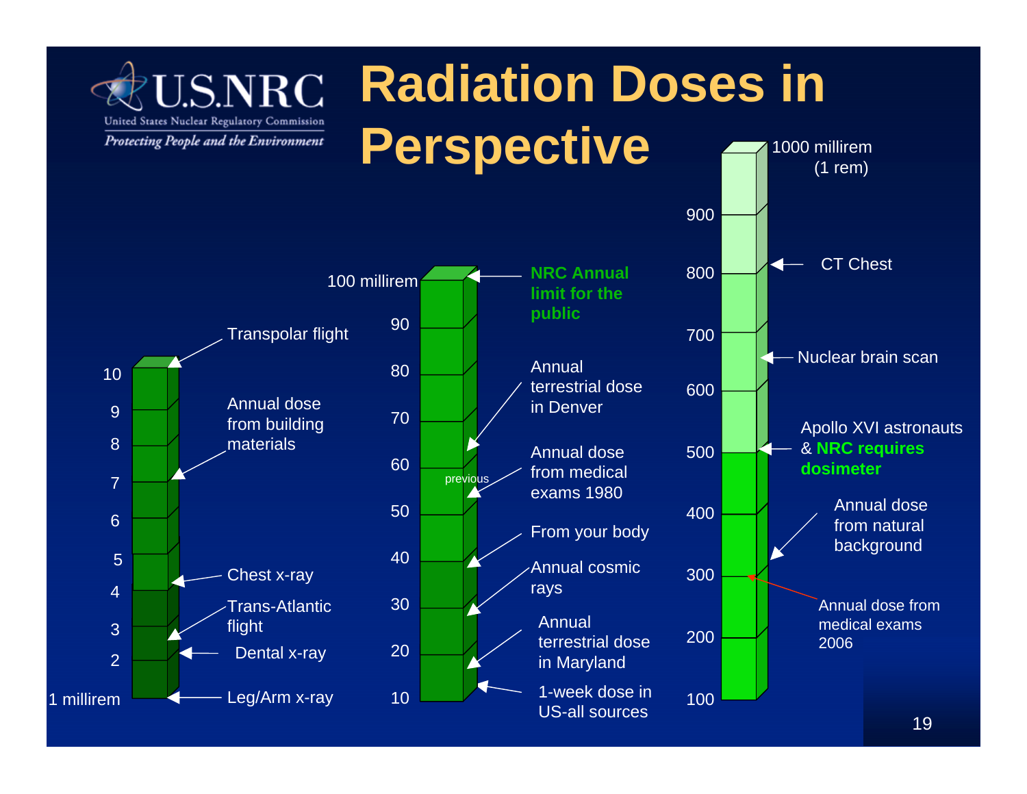# Radiation Doses in Perspective

U.S.NRC
United States Nuclear Regulatory Commission
*Protecting People and the Environment*

| Dose scale | Examples |
|---|---|
| 1 millirem | Leg/Arm x-ray |
| 2 | Dental x-ray |
| 3 | Trans-Atlantic flight |
| 4 | Chest x-ray |
| 7 | Annual dose from building materials |
| 10 | Transpolar flight |
| 10 | 1-week dose in US-all sources |
| 20 | Annual terrestrial dose in Maryland |
| 30 | Annual cosmic rays |
| 40 | From your body |
| 50 | Annual dose from medical exams 1980 (previous) |
| 60 | Annual terrestrial dose in Denver |
| 100 millirem | **NRC Annual limit for the public** |
| 300 | Annual dose from medical exams 2006 |
| 300–400 | Annual dose from natural background |
| 500 | Apollo XVI astronauts & **NRC requires dosimeter** |
| 650 | Nuclear brain scan |
| 800 | CT Chest |
| 1000 millirem (1 rem) | |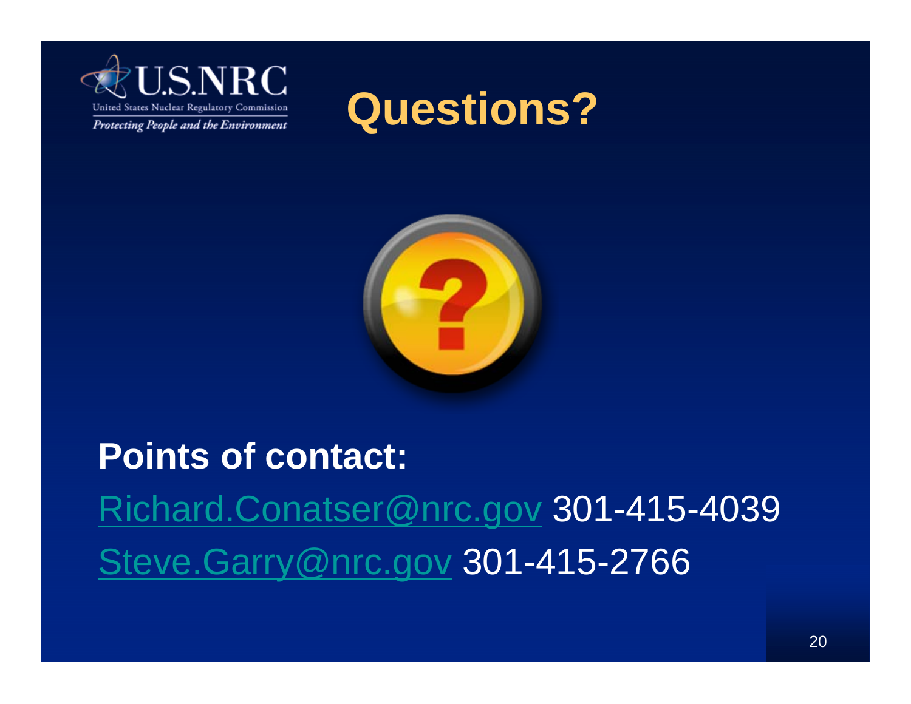# Questions?

**Points of contact:**

Richard.Conatser@nrc.gov 301-415-4039

Steve.Garry@nrc.gov 301-415-2766